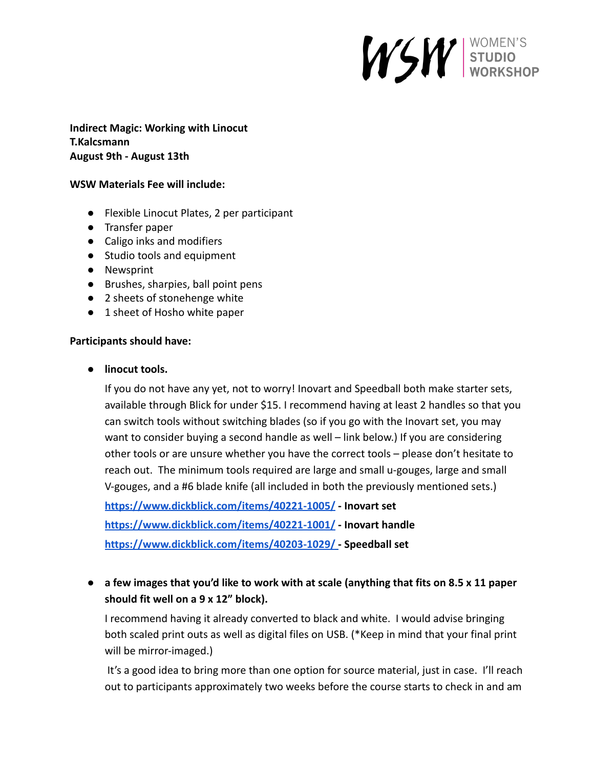WSW | WOMEN'S STUDIO WORKSHOP

**Indirect Magic: Working with Linocut**
**T.Kalcsmann**
**August 9th - August 13th**

**WSW Materials Fee will include:**

- Flexible Linocut Plates, 2 per participant
- Transfer paper
- Caligo inks and modifiers
- Studio tools and equipment
- Newsprint
- Brushes, sharpies, ball point pens
- 2 sheets of stonehenge white
- 1 sheet of Hosho white paper

**Participants should have:**

- **linocut tools.**

  If you do not have any yet, not to worry! Inovart and Speedball both make starter sets, available through Blick for under $15. I recommend having at least 2 handles so that you can switch tools without switching blades (so if you go with the Inovart set, you may want to consider buying a second handle as well – link below.) If you are considering other tools or are unsure whether you have the correct tools – please don't hesitate to reach out. The minimum tools required are large and small u-gouges, large and small V-gouges, and a #6 blade knife (all included in both the previously mentioned sets.)

  https://www.dickblick.com/items/40221-1005/ - **Inovart set**

  https://www.dickblick.com/items/40221-1001/ - **Inovart handle**

  https://www.dickblick.com/items/40203-1029/ - **Speedball set**

- **a few images that you'd like to work with at scale (anything that fits on 8.5 x 11 paper should fit well on a 9 x 12" block).**

  I recommend having it already converted to black and white. I would advise bringing both scaled print outs as well as digital files on USB. (*Keep in mind that your final print will be mirror-imaged.)

  It's a good idea to bring more than one option for source material, just in case. I'll reach out to participants approximately two weeks before the course starts to check in and am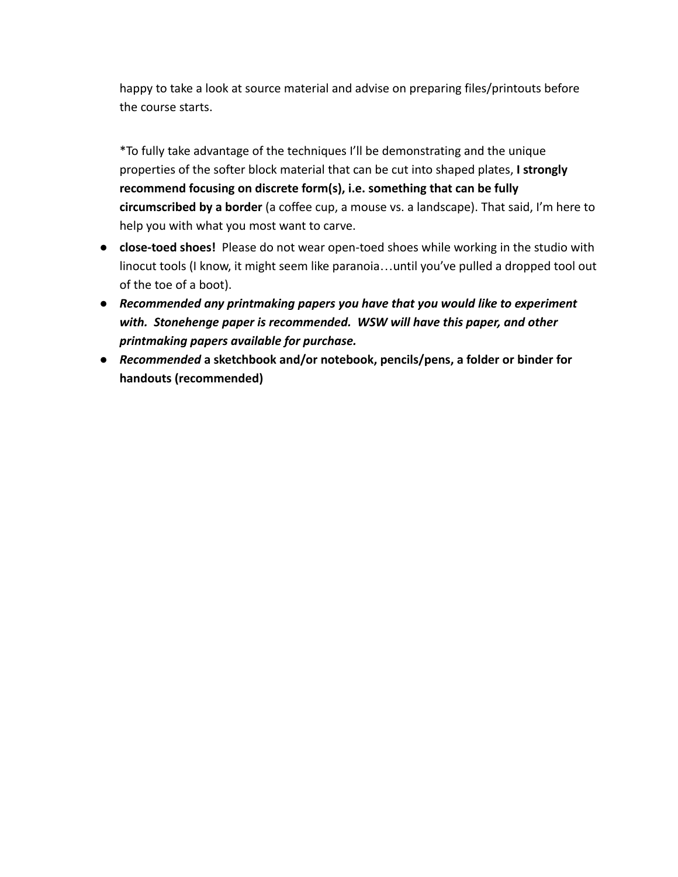happy to take a look at source material and advise on preparing files/printouts before the course starts.

*To fully take advantage of the techniques I'll be demonstrating and the unique properties of the softer block material that can be cut into shaped plates, **I strongly recommend focusing on discrete form(s), i.e. something that can be fully circumscribed by a border** (a coffee cup, a mouse vs. a landscape). That said, I'm here to help you with what you most want to carve.

- **close-toed shoes!** Please do not wear open-toed shoes while working in the studio with linocut tools (I know, it might seem like paranoia…until you've pulled a dropped tool out of the toe of a boot).
- ***Recommended any printmaking papers you have that you would like to experiment with. Stonehenge paper is recommended. WSW will have this paper, and other printmaking papers available for purchase.***
- ***Recommended* a sketchbook and/or notebook, pencils/pens, a folder or binder for handouts (recommended)**